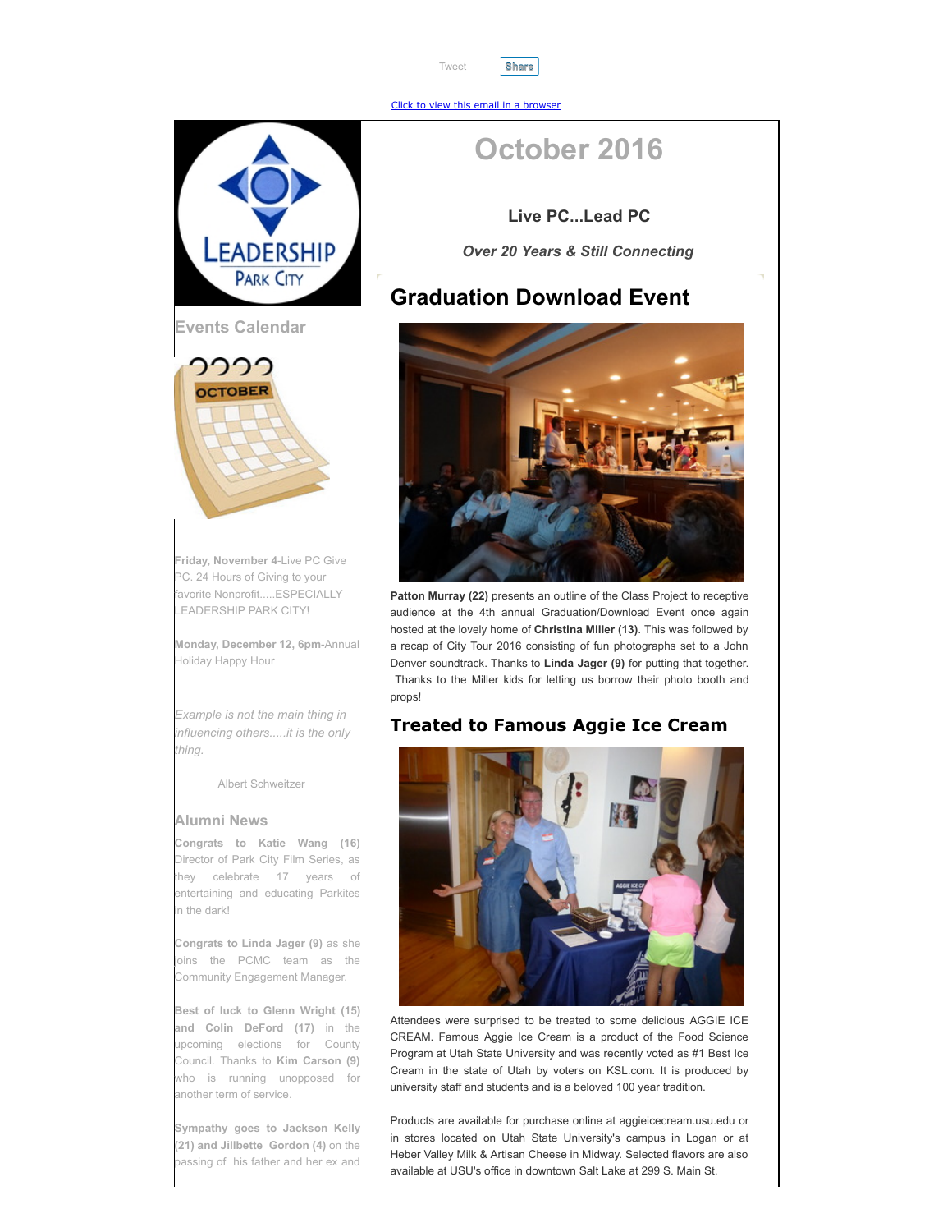Tweet Share

Click to view this email in a browser

# October 2016

### Live PC...Lead PC

*Over 20 Years & Still Connecting*

## Graduation Download Event

**Patton Murray (22)** presents an outline of the Class Project to receptive audience at the 4th annual Graduation/Download Event once again hosted at the lovely home of **Christina Miller (13)**. This was followed by a recap of City Tour 2016 consisting of fun photographs set to a John Denver soundtrack. Thanks to **Linda Jager (9)** for putting that together. Thanks to the Miller kids for letting us borrow their photo booth and props!

### Treated to Famous Aggie Ice Cream

Attendees were surprised to be treated to some delicious AGGIE ICE CREAM. Famous Aggie Ice Cream is a product of the Food Science Program at Utah State University and was recently voted as #1 Best Ice Cream in the state of Utah by voters on KSL.com. It is produced by university staff and students and is a beloved 100 year tradition.

Products are available for purchase online at aggieicecream.usu.edu or in stores located on Utah State University's campus in Logan or at Heber Valley Milk & Artisan Cheese in Midway. Selected flavors are also available at USU's office in downtown Salt Lake at 299 S. Main St.

## Events Calendar

**Friday, November 4**-Live PC Give PC. 24 Hours of Giving to your favorite Nonprofit.....ESPECIALLY LEADERSHIP PARK CITY!

**Monday, December 12, 6pm**-Annual Holiday Happy Hour

*Example is not the main thing in influencing others.....it is the only thing.*

Albert Schweitzer

## Alumni News

**Congrats to Katie Wang (16)** Director of Park City Film Series, as they celebrate 17 years of entertaining and educating Parkites in the dark!

**Congrats to Linda Jager (9)** as she joins the PCMC team as the Community Engagement Manager.

**Best of luck to Glenn Wright (15) and Colin DeFord (17)** in the upcoming elections for County Council. Thanks to **Kim Carson (9)** who is running unopposed for another term of service.

**Sympathy goes to Jackson Kelly (21) and Jillbette Gordon (4)** on the passing of his father and her ex and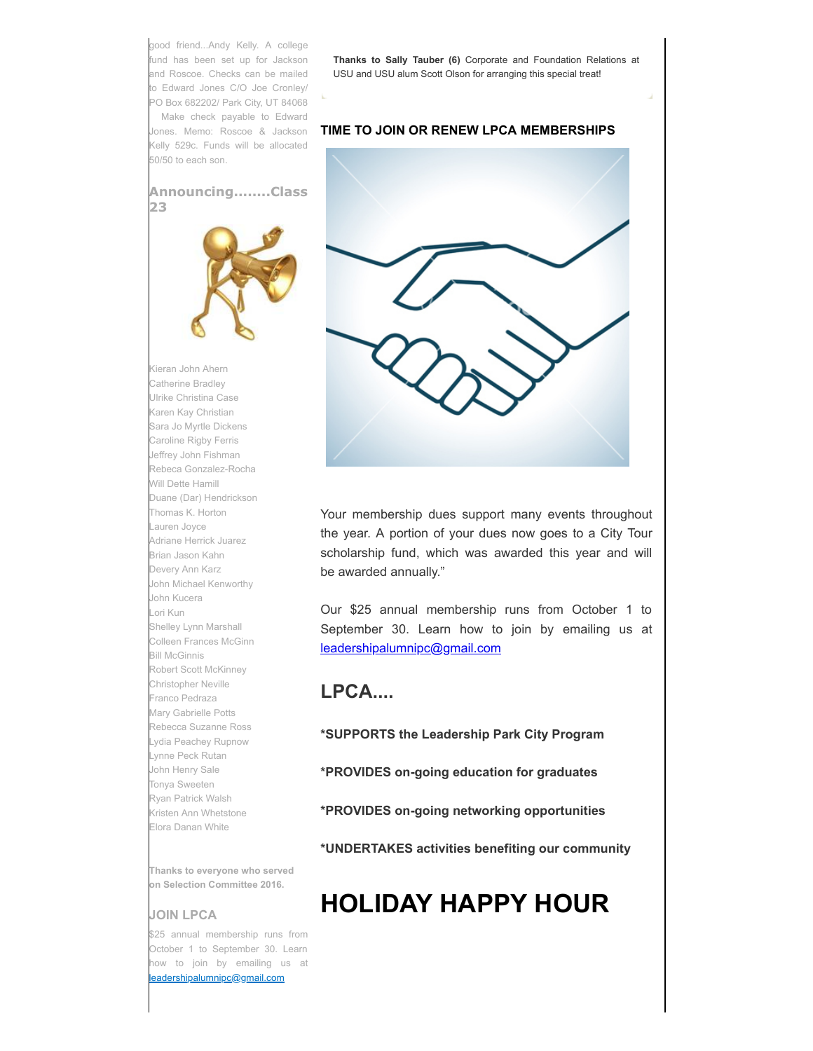good friend...Andy Kelly. A college fund has been set up for Jackson and Roscoe. Checks can be mailed to Edward Jones C/O Joe Cronley/ PO Box 682202/ Park City, UT 84068 Make check payable to Edward Jones. Memo: Roscoe & Jackson Kelly 529c. Funds will be allocated 50/50 to each son.

## Announcing........Class 23

Kieran John Ahern
Catherine Bradley
Ulrike Christina Case
Karen Kay Christian
Sara Jo Myrtle Dickens
Caroline Rigby Ferris
Jeffrey John Fishman
Rebeca Gonzalez-Rocha
Will Dette Hamill
Duane (Dar) Hendrickson
Thomas K. Horton
Lauren Joyce
Adriane Herrick Juarez
Brian Jason Kahn
Devery Ann Karz
John Michael Kenworthy
John Kucera
Lori Kun
Shelley Lynn Marshall
Colleen Frances McGinn
Bill McGinnis
Robert Scott McKinney
Christopher Neville
Franco Pedraza
Mary Gabrielle Potts
Rebecca Suzanne Ross
Lydia Peachey Rupnow
Lynne Peck Rutan
John Henry Sale
Tonya Sweeten
Ryan Patrick Walsh
Kristen Ann Whetstone
Elora Danan White

**Thanks to everyone who served on Selection Committee 2016.**

### JOIN LPCA

$25 annual membership runs from October 1 to September 30. Learn how to join by emailing us at leadershipalumnipc@gmail.com

**Thanks to Sally Tauber (6)** Corporate and Foundation Relations at USU and USU alum Scott Olson for arranging this special treat!

### TIME TO JOIN OR RENEW LPCA MEMBERSHIPS

Your membership dues support many events throughout the year. A portion of your dues now goes to a City Tour scholarship fund, which was awarded this year and will be awarded annually."

Our $25 annual membership runs from October 1 to September 30. Learn how to join by emailing us at leadershipalumnipc@gmail.com

## LPCA....

**\*SUPPORTS the Leadership Park City Program**

**\*PROVIDES on-going education for graduates**

**\*PROVIDES on-going networking opportunities**

**\*UNDERTAKES activities benefiting our community**

# HOLIDAY HAPPY HOUR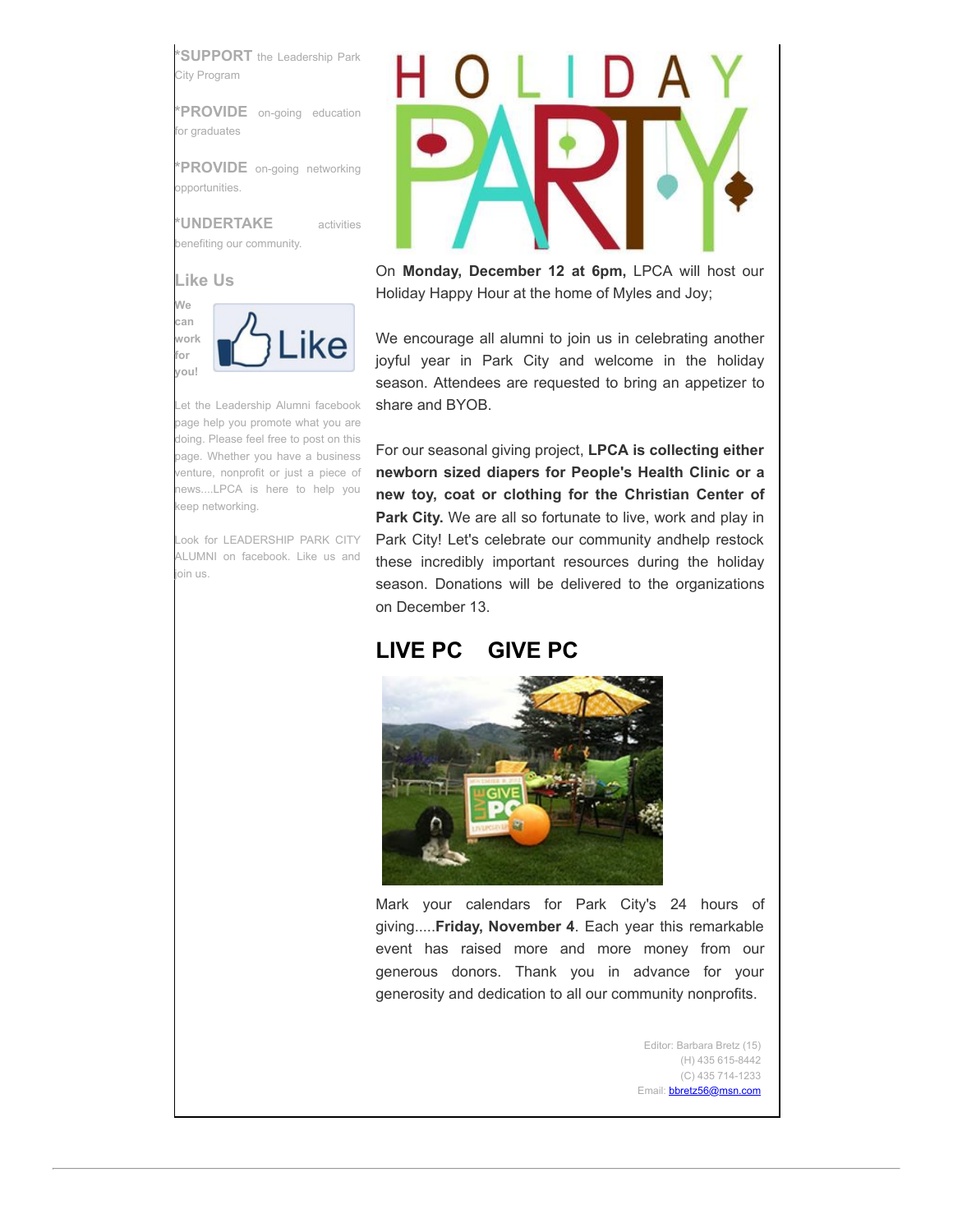***SUPPORT** the Leadership Park City Program

***PROVIDE** on-going education for graduates

***PROVIDE** on-going networking opportunities.

***UNDERTAKE** activities benefiting our community.

### Like Us

**We can work for you!**

Let the Leadership Alumni facebook page help you promote what you are doing. Please feel free to post on this page. Whether you have a business venture, nonprofit or just a piece of news....LPCA is here to help you keep networking.

Look for LEADERSHIP PARK CITY ALUMNI on facebook. Like us and join us.

# HOLIDAY PARTY

On **Monday, December 12 at 6pm,** LPCA will host our Holiday Happy Hour at the home of Myles and Joy;

We encourage all alumni to join us in celebrating another joyful year in Park City and welcome in the holiday season. Attendees are requested to bring an appetizer to share and BYOB.

For our seasonal giving project, **LPCA is collecting either newborn sized diapers for People's Health Clinic or a new toy, coat or clothing for the Christian Center of Park City.** We are all so fortunate to live, work and play in Park City! Let's celebrate our community andhelp restock these incredibly important resources during the holiday season. Donations will be delivered to the organizations on December 13.

## LIVE PC GIVE PC

Mark your calendars for Park City's 24 hours of giving.....**Friday, November 4**. Each year this remarkable event has raised more and more money from our generous donors. Thank you in advance for your generosity and dedication to all our community nonprofits.

Editor: Barbara Bretz (15)
(H) 435 615-8442
(C) 435 714-1233
Email: bbretz56@msn.com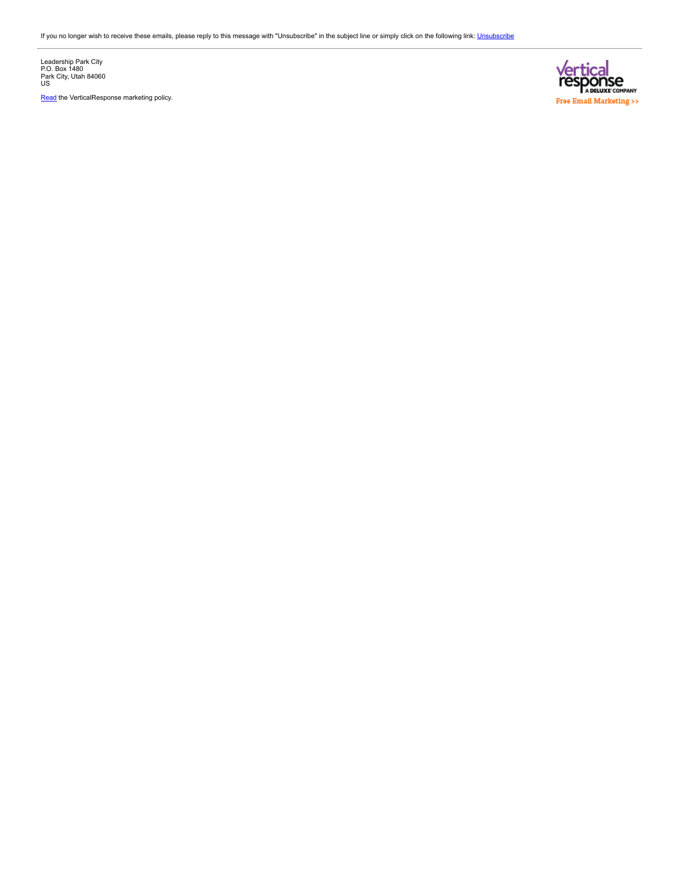If you no longer wish to receive these emails, please reply to this message with "Unsubscribe" in the subject line or simply click on the following link: Unsubscribe

---

Leadership Park City
P.O. Box 1480
Park City, Utah 84060
US

Read the VerticalResponse marketing policy.

Vertical response A DELUXE COMPANY
Free Email Marketing >>